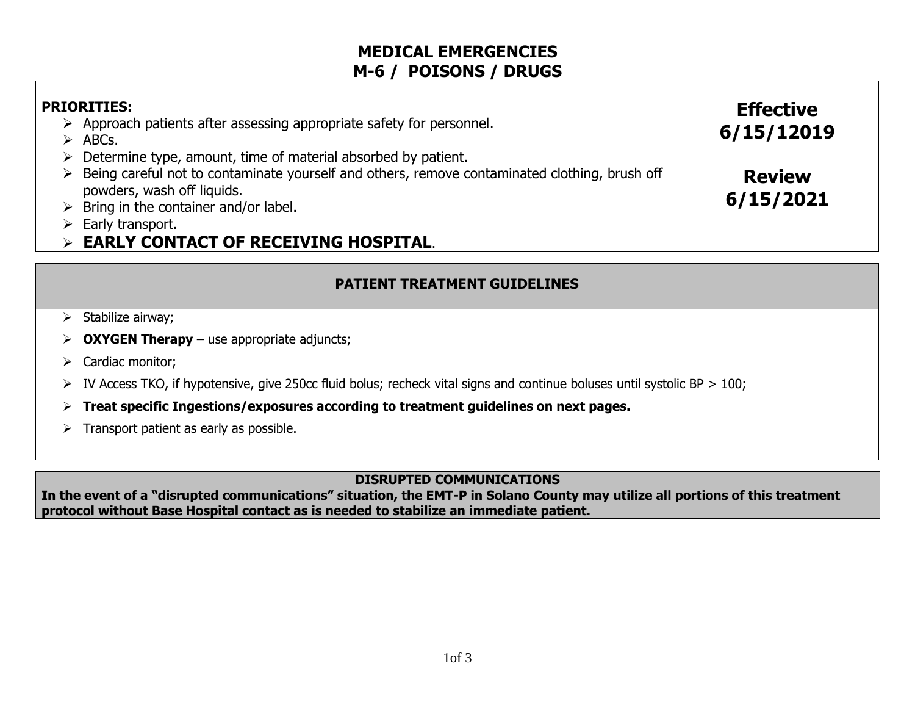# MEDICAL EMERGENCIES
## M-6 / POISONS / DRUGS

**PRIORITIES:**

- Approach patients after assessing appropriate safety for personnel.
- ABCs.
- Determine type, amount, time of material absorbed by patient.
- Being careful not to contaminate yourself and others, remove contaminated clothing, brush off powders, wash off liquids.
- Bring in the container and/or label.
- Early transport.
- **EARLY CONTACT OF RECEIVING HOSPITAL**.

**Effective 6/15/12019**

**Review 6/15/2021**

## PATIENT TREATMENT GUIDELINES

- Stabilize airway;
- **OXYGEN Therapy** – use appropriate adjuncts;
- Cardiac monitor;
- IV Access TKO, if hypotensive, give 250cc fluid bolus; recheck vital signs and continue boluses until systolic BP > 100;
- **Treat specific Ingestions/exposures according to treatment guidelines on next pages.**
- Transport patient as early as possible.

**DISRUPTED COMMUNICATIONS**

**In the event of a "disrupted communications" situation, the EMT-P in Solano County may utilize all portions of this treatment protocol without Base Hospital contact as is needed to stabilize an immediate patient.**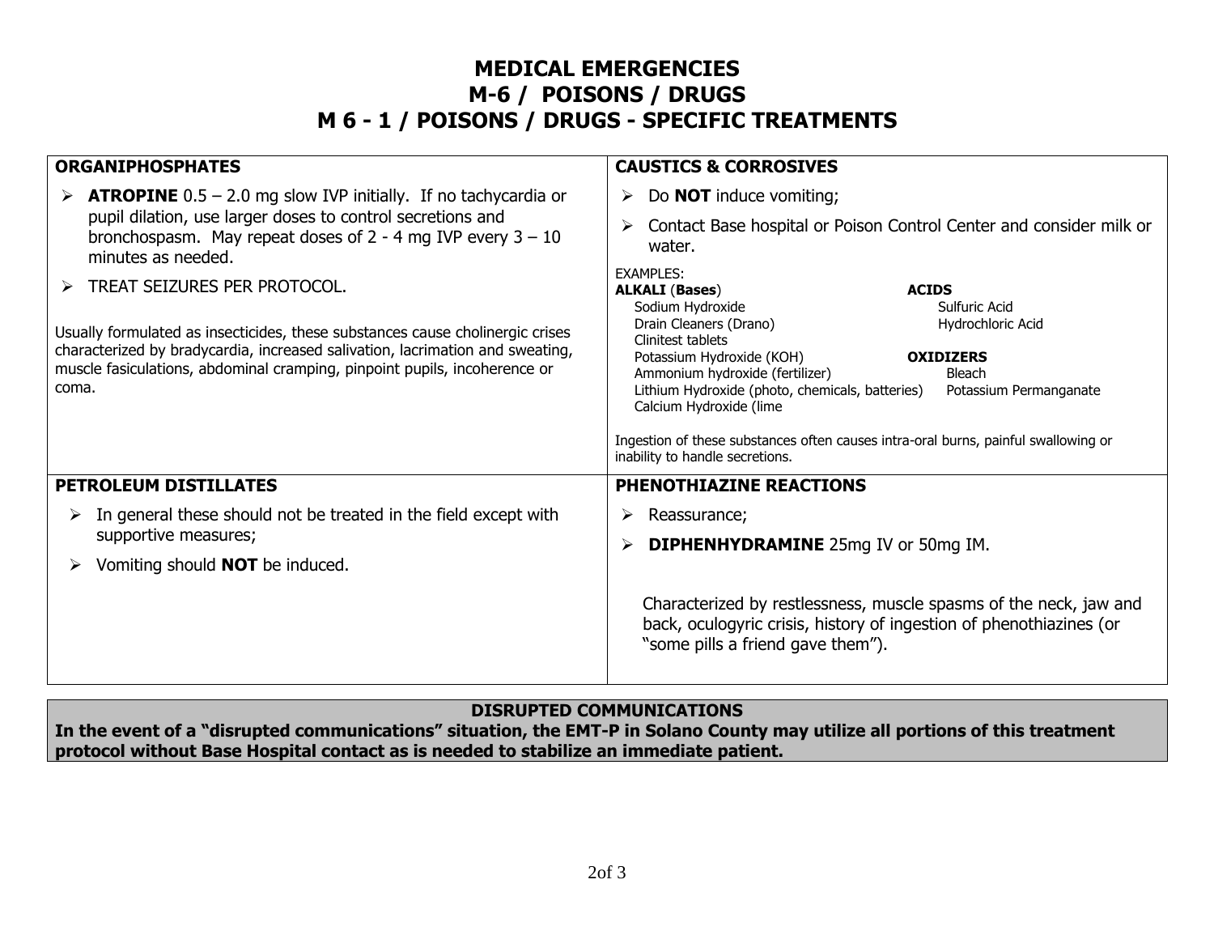# MEDICAL EMERGENCIES
# M-6 / POISONS / DRUGS
## M 6 - 1 / POISONS / DRUGS - SPECIFIC TREATMENTS

### ORGANIPHOSPHATES

- **ATROPINE** 0.5 – 2.0 mg slow IVP initially. If no tachycardia or pupil dilation, use larger doses to control secretions and bronchospasm. May repeat doses of 2 - 4 mg IVP every 3 – 10 minutes as needed.
- TREAT SEIZURES PER PROTOCOL.

Usually formulated as insecticides, these substances cause cholinergic crises characterized by bradycardia, increased salivation, lacrimation and sweating, muscle fasiculations, abdominal cramping, pinpoint pupils, incoherence or coma.

### CAUSTICS & CORROSIVES

- Do **NOT** induce vomiting;
- Contact Base hospital or Poison Control Center and consider milk or water.

EXAMPLES:

**ALKALI** (**Bases**)
- Sodium Hydroxide
- Drain Cleaners (Drano)
- Clinitest tablets
- Potassium Hydroxide (KOH)
- Ammonium hydroxide (fertilizer)
- Lithium Hydroxide (photo, chemicals, batteries)
- Calcium Hydroxide (lime

**ACIDS**
- Sulfuric Acid
- Hydrochloric Acid

**OXIDIZERS**
- Bleach
- Potassium Permanganate

Ingestion of these substances often causes intra-oral burns, painful swallowing or inability to handle secretions.

### PETROLEUM DISTILLATES

- In general these should not be treated in the field except with supportive measures;
- Vomiting should **NOT** be induced.

### PHENOTHIAZINE REACTIONS

- Reassurance;
- **DIPHENHYDRAMINE** 25mg IV or 50mg IM.

Characterized by restlessness, muscle spasms of the neck, jaw and back, oculogyric crisis, history of ingestion of phenothiazines (or "some pills a friend gave them").

### DISRUPTED COMMUNICATIONS

**In the event of a "disrupted communications" situation, the EMT-P in Solano County may utilize all portions of this treatment protocol without Base Hospital contact as is needed to stabilize an immediate patient.**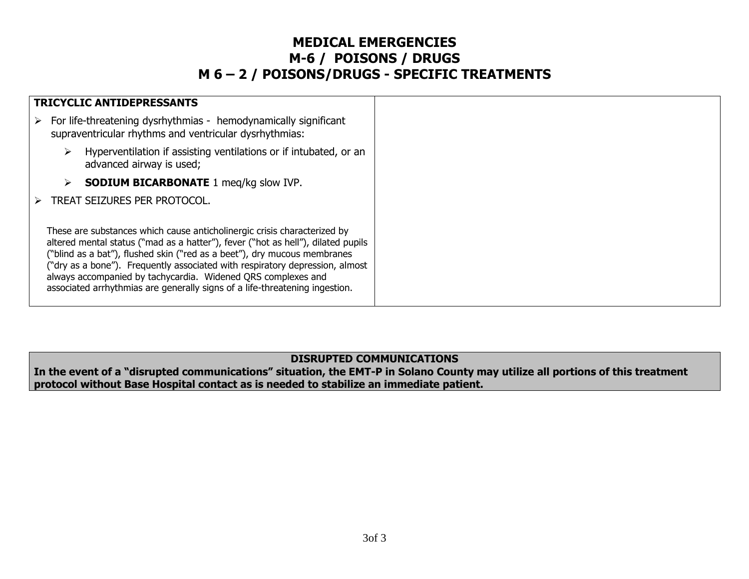# MEDICAL EMERGENCIES
# M-6 / POISONS / DRUGS
## M 6 – 2 / POISONS/DRUGS - SPECIFIC TREATMENTS

| | |
|---|---|
| **TRICYCLIC ANTIDEPRESSANTS**<br>➢ For life-threatening dysrhythmias - hemodynamically significant supraventricular rhythms and ventricular dysrhythmias:<br>&nbsp;&nbsp;&nbsp;&nbsp;➢ Hyperventilation if assisting ventilations or if intubated, or an advanced airway is used;<br>&nbsp;&nbsp;&nbsp;&nbsp;➢ **SODIUM BICARBONATE** 1 meq/kg slow IVP.<br>➢ TREAT SEIZURES PER PROTOCOL.<br><br>These are substances which cause anticholinergic crisis characterized by altered mental status ("mad as a hatter"), fever ("hot as hell"), dilated pupils ("blind as a bat"), flushed skin ("red as a beet"), dry mucous membranes ("dry as a bone"). Frequently associated with respiratory depression, almost always accompanied by tachycardia. Widened QRS complexes and associated arrhythmias are generally signs of a life-threatening ingestion. | |

**DISRUPTED COMMUNICATIONS**

**In the event of a "disrupted communications" situation, the EMT-P in Solano County may utilize all portions of this treatment protocol without Base Hospital contact as is needed to stabilize an immediate patient.**